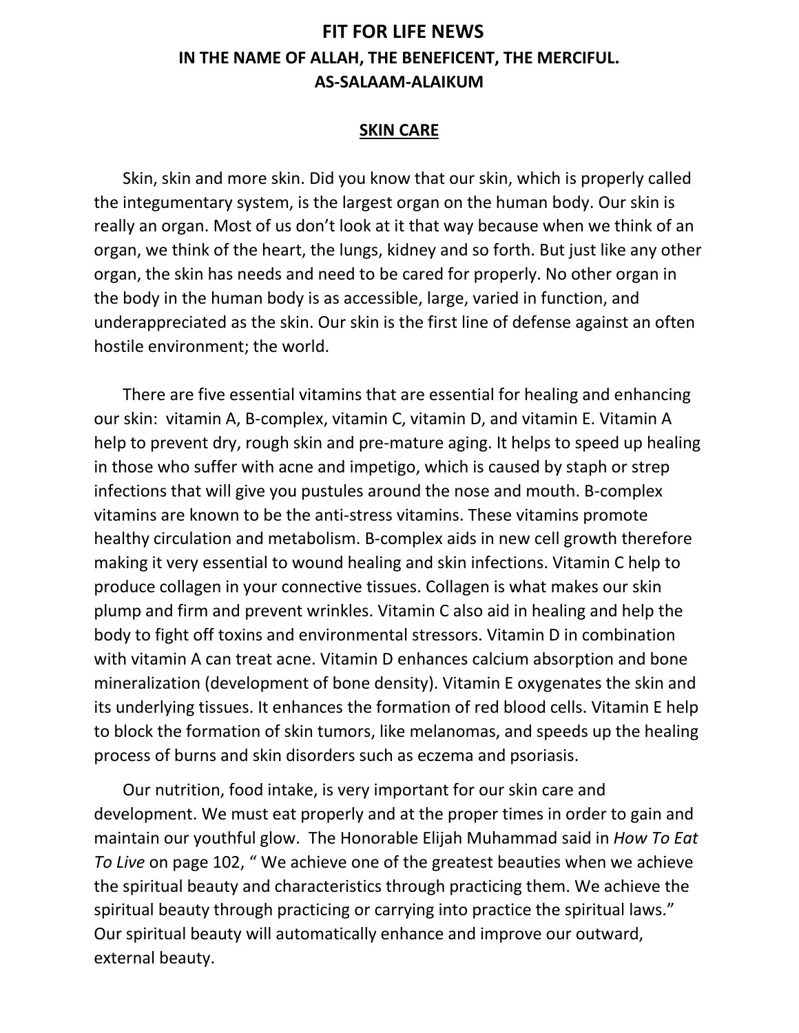# FIT FOR LIFE NEWS

## IN THE NAME OF ALLAH, THE BENEFICENT, THE MERCIFUL.

## AS-SALAAM-ALAIKUM

### SKIN CARE

Skin, skin and more skin. Did you know that our skin, which is properly called the integumentary system, is the largest organ on the human body. Our skin is really an organ. Most of us don't look at it that way because when we think of an organ, we think of the heart, the lungs, kidney and so forth. But just like any other organ, the skin has needs and need to be cared for properly. No other organ in the body in the human body is as accessible, large, varied in function, and underappreciated as the skin. Our skin is the first line of defense against an often hostile environment; the world.

There are five essential vitamins that are essential for healing and enhancing our skin: vitamin A, B-complex, vitamin C, vitamin D, and vitamin E. Vitamin A help to prevent dry, rough skin and pre-mature aging. It helps to speed up healing in those who suffer with acne and impetigo, which is caused by staph or strep infections that will give you pustules around the nose and mouth. B-complex vitamins are known to be the anti-stress vitamins. These vitamins promote healthy circulation and metabolism. B-complex aids in new cell growth therefore making it very essential to wound healing and skin infections. Vitamin C help to produce collagen in your connective tissues. Collagen is what makes our skin plump and firm and prevent wrinkles. Vitamin C also aid in healing and help the body to fight off toxins and environmental stressors. Vitamin D in combination with vitamin A can treat acne. Vitamin D enhances calcium absorption and bone mineralization (development of bone density). Vitamin E oxygenates the skin and its underlying tissues. It enhances the formation of red blood cells. Vitamin E help to block the formation of skin tumors, like melanomas, and speeds up the healing process of burns and skin disorders such as eczema and psoriasis.

Our nutrition, food intake, is very important for our skin care and development. We must eat properly and at the proper times in order to gain and maintain our youthful glow. The Honorable Elijah Muhammad said in *How To Eat To Live* on page 102, " We achieve one of the greatest beauties when we achieve the spiritual beauty and characteristics through practicing them. We achieve the spiritual beauty through practicing or carrying into practice the spiritual laws." Our spiritual beauty will automatically enhance and improve our outward, external beauty.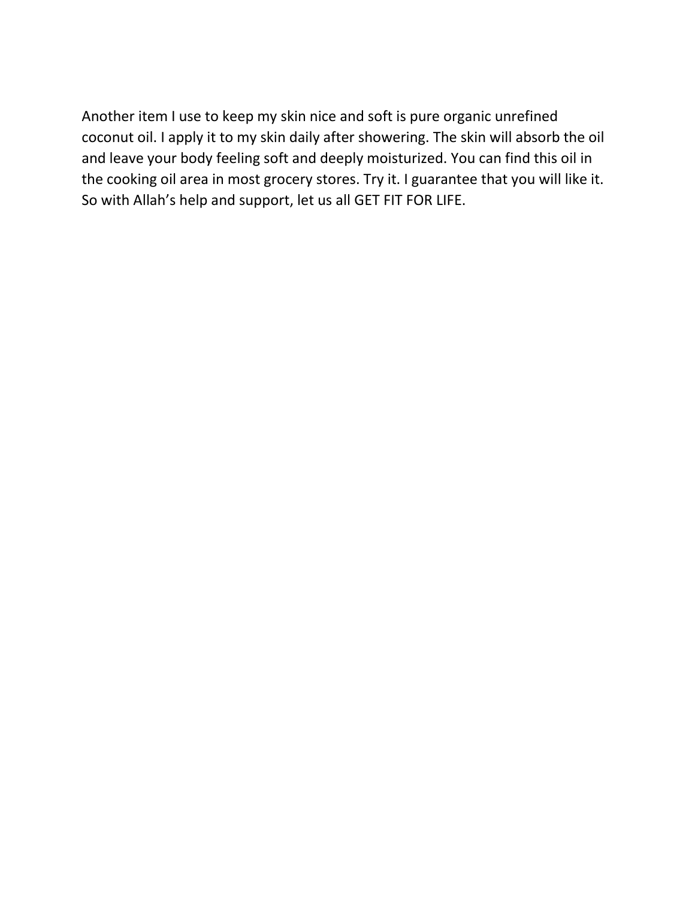Another item I use to keep my skin nice and soft is pure organic unrefined coconut oil. I apply it to my skin daily after showering. The skin will absorb the oil and leave your body feeling soft and deeply moisturized. You can find this oil in the cooking oil area in most grocery stores. Try it. I guarantee that you will like it. So with Allah's help and support, let us all GET FIT FOR LIFE.